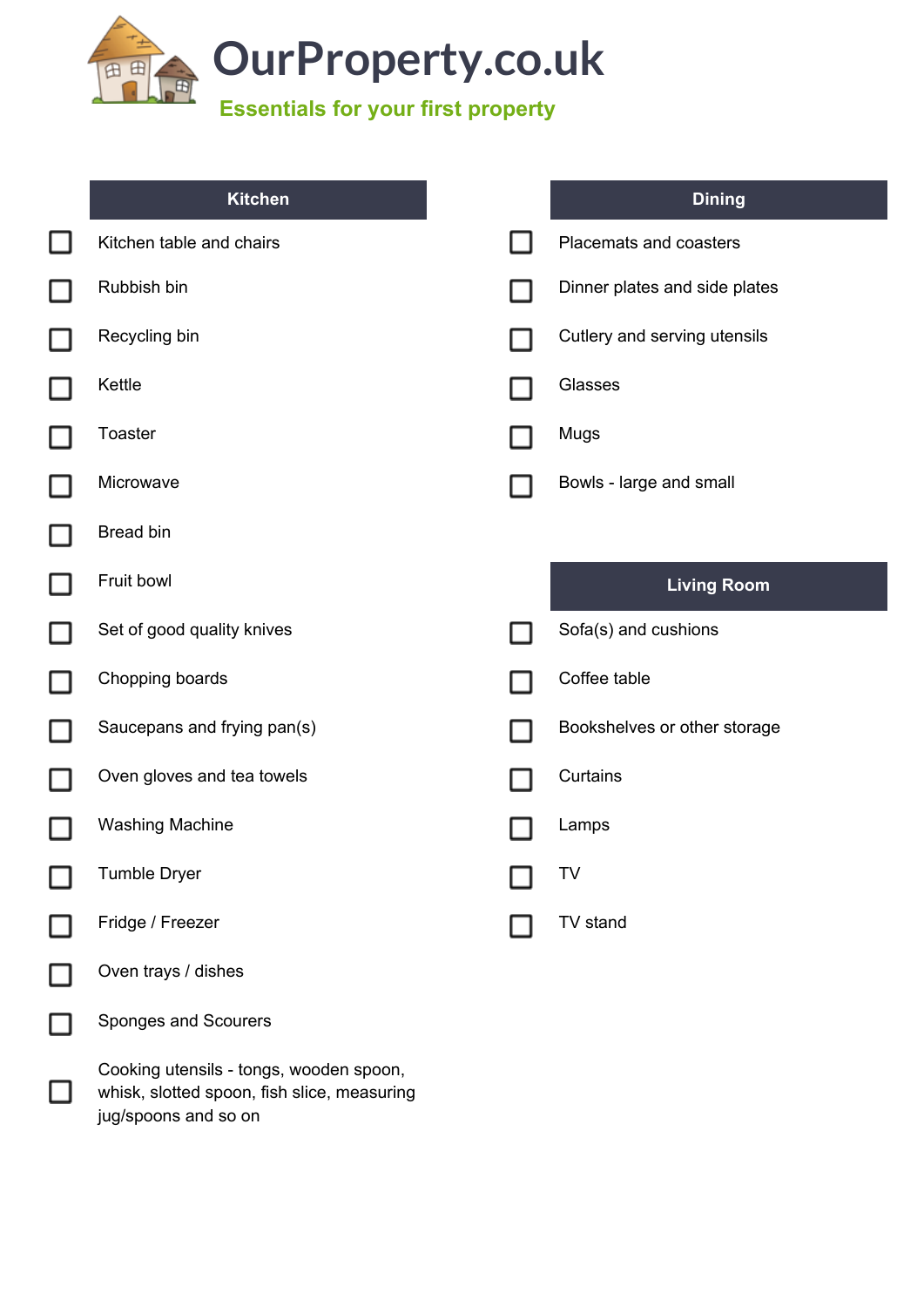# OurProperty.co.uk

**Essentials for your first property**

## Kitchen

- [ ] Kitchen table and chairs
- [ ] Rubbish bin
- [ ] Recycling bin
- [ ] Kettle
- [ ] Toaster
- [ ] Microwave
- [ ] Bread bin
- [ ] Fruit bowl
- [ ] Set of good quality knives
- [ ] Chopping boards
- [ ] Saucepans and frying pan(s)
- [ ] Oven gloves and tea towels
- [ ] Washing Machine
- [ ] Tumble Dryer
- [ ] Fridge / Freezer
- [ ] Oven trays / dishes
- [ ] Sponges and Scourers
- [ ] Cooking utensils - tongs, wooden spoon, whisk, slotted spoon, fish slice, measuring jug/spoons and so on

## Dining

- [ ] Placemats and coasters
- [ ] Dinner plates and side plates
- [ ] Cutlery and serving utensils
- [ ] Glasses
- [ ] Mugs
- [ ] Bowls - large and small

## Living Room

- [ ] Sofa(s) and cushions
- [ ] Coffee table
- [ ] Bookshelves or other storage
- [ ] Curtains
- [ ] Lamps
- [ ] TV
- [ ] TV stand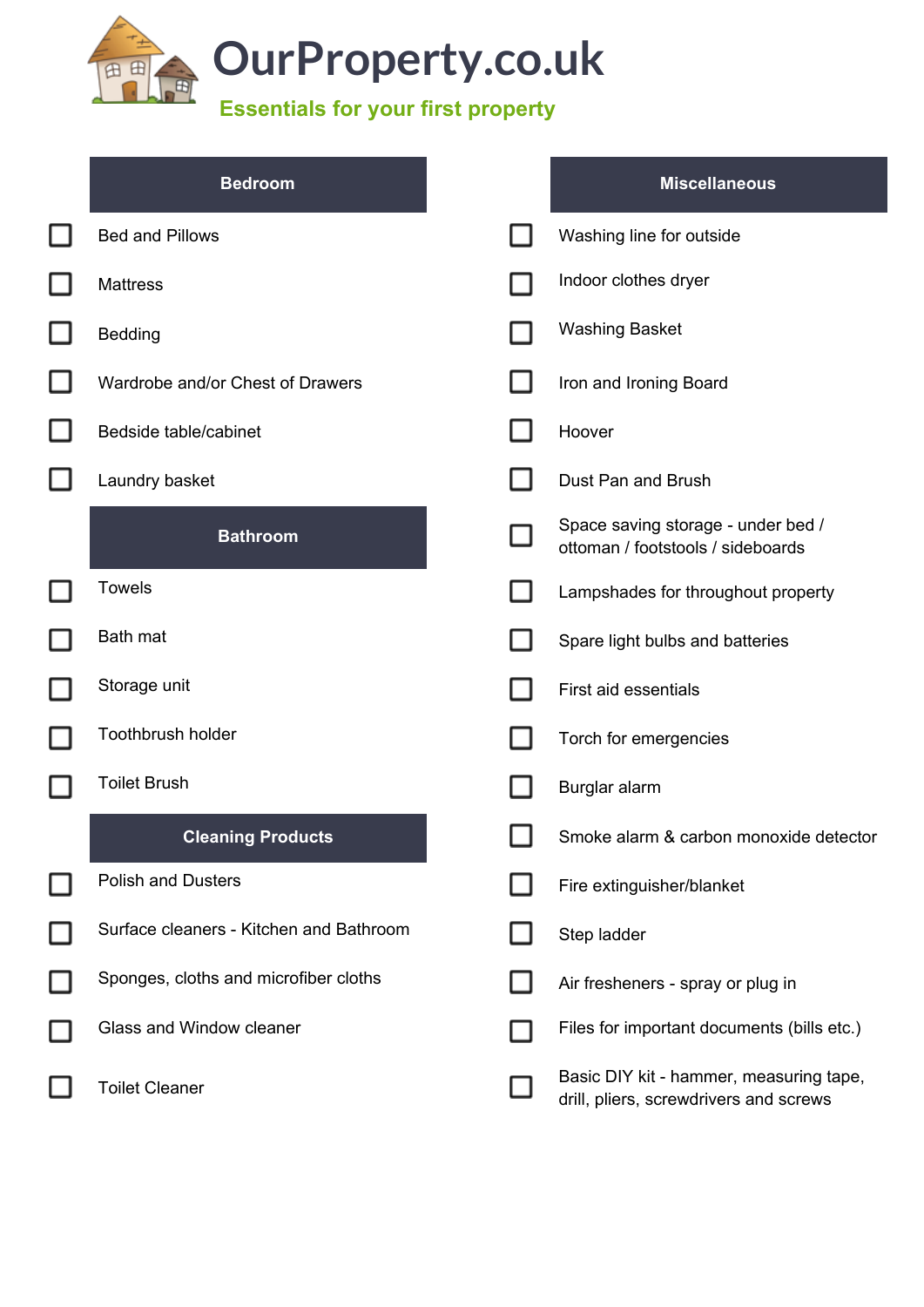# OurProperty.co.uk

**Essentials for your first property**

## Bedroom

- [ ] Bed and Pillows
- [ ] Mattress
- [ ] Bedding
- [ ] Wardrobe and/or Chest of Drawers
- [ ] Bedside table/cabinet
- [ ] Laundry basket

## Bathroom

- [ ] Towels
- [ ] Bath mat
- [ ] Storage unit
- [ ] Toothbrush holder
- [ ] Toilet Brush

## Cleaning Products

- [ ] Polish and Dusters
- [ ] Surface cleaners - Kitchen and Bathroom
- [ ] Sponges, cloths and microfiber cloths
- [ ] Glass and Window cleaner
- [ ] Toilet Cleaner

## Miscellaneous

- [ ] Washing line for outside
- [ ] Indoor clothes dryer
- [ ] Washing Basket
- [ ] Iron and Ironing Board
- [ ] Hoover
- [ ] Dust Pan and Brush
- [ ] Space saving storage - under bed / ottoman / footstools / sideboards
- [ ] Lampshades for throughout property
- [ ] Spare light bulbs and batteries
- [ ] First aid essentials
- [ ] Torch for emergencies
- [ ] Burglar alarm
- [ ] Smoke alarm & carbon monoxide detector
- [ ] Fire extinguisher/blanket
- [ ] Step ladder
- [ ] Air fresheners - spray or plug in
- [ ] Files for important documents (bills etc.)
- [ ] Basic DIY kit - hammer, measuring tape, drill, pliers, screwdrivers and screws